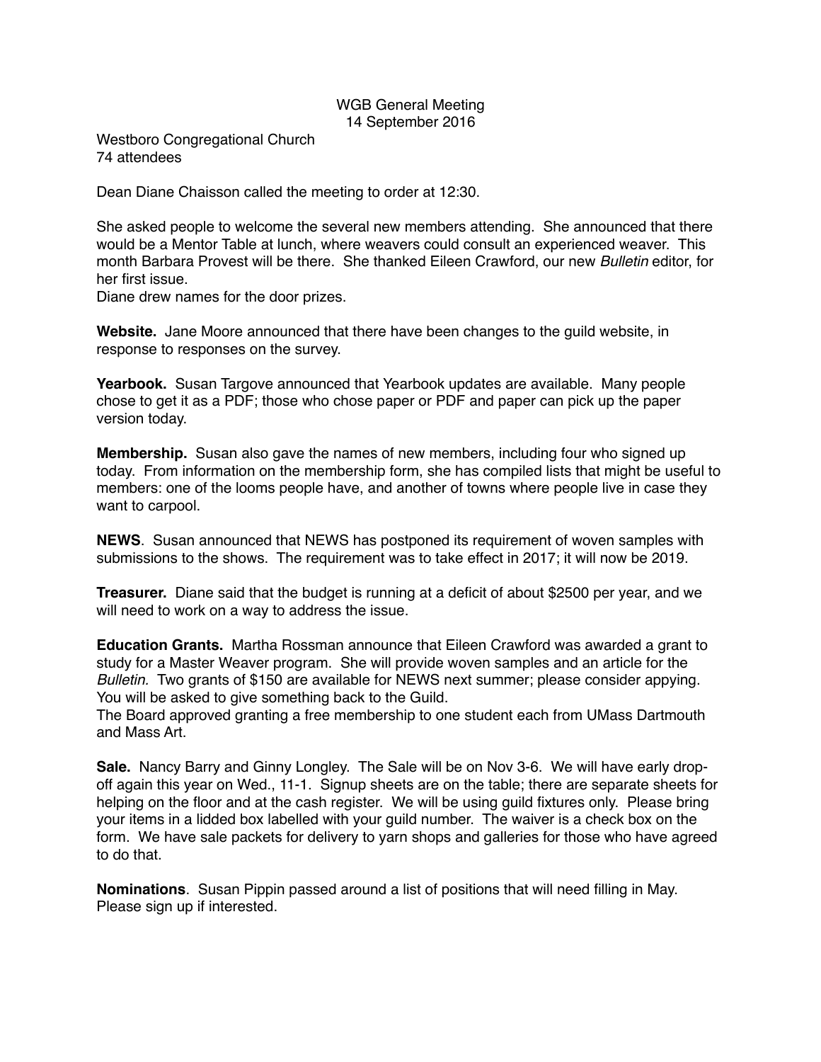# WGB General Meeting
14 September 2016

Westboro Congregational Church
74 attendees

Dean Diane Chaisson called the meeting to order at 12:30.

She asked people to welcome the several new members attending. She announced that there would be a Mentor Table at lunch, where weavers could consult an experienced weaver. This month Barbara Provest will be there. She thanked Eileen Crawford, our new *Bulletin* editor, for her first issue.
Diane drew names for the door prizes.

**Website.** Jane Moore announced that there have been changes to the guild website, in response to responses on the survey.

**Yearbook.** Susan Targove announced that Yearbook updates are available. Many people chose to get it as a PDF; those who chose paper or PDF and paper can pick up the paper version today.

**Membership.** Susan also gave the names of new members, including four who signed up today. From information on the membership form, she has compiled lists that might be useful to members: one of the looms people have, and another of towns where people live in case they want to carpool.

**NEWS**. Susan announced that NEWS has postponed its requirement of woven samples with submissions to the shows. The requirement was to take effect in 2017; it will now be 2019.

**Treasurer.** Diane said that the budget is running at a deficit of about $2500 per year, and we will need to work on a way to address the issue.

**Education Grants.** Martha Rossman announce that Eileen Crawford was awarded a grant to study for a Master Weaver program. She will provide woven samples and an article for the *Bulletin.* Two grants of $150 are available for NEWS next summer; please consider appying. You will be asked to give something back to the Guild.
The Board approved granting a free membership to one student each from UMass Dartmouth and Mass Art.

**Sale.** Nancy Barry and Ginny Longley. The Sale will be on Nov 3-6. We will have early drop-off again this year on Wed., 11-1. Signup sheets are on the table; there are separate sheets for helping on the floor and at the cash register. We will be using guild fixtures only. Please bring your items in a lidded box labelled with your guild number. The waiver is a check box on the form. We have sale packets for delivery to yarn shops and galleries for those who have agreed to do that.

**Nominations**. Susan Pippin passed around a list of positions that will need filling in May. Please sign up if interested.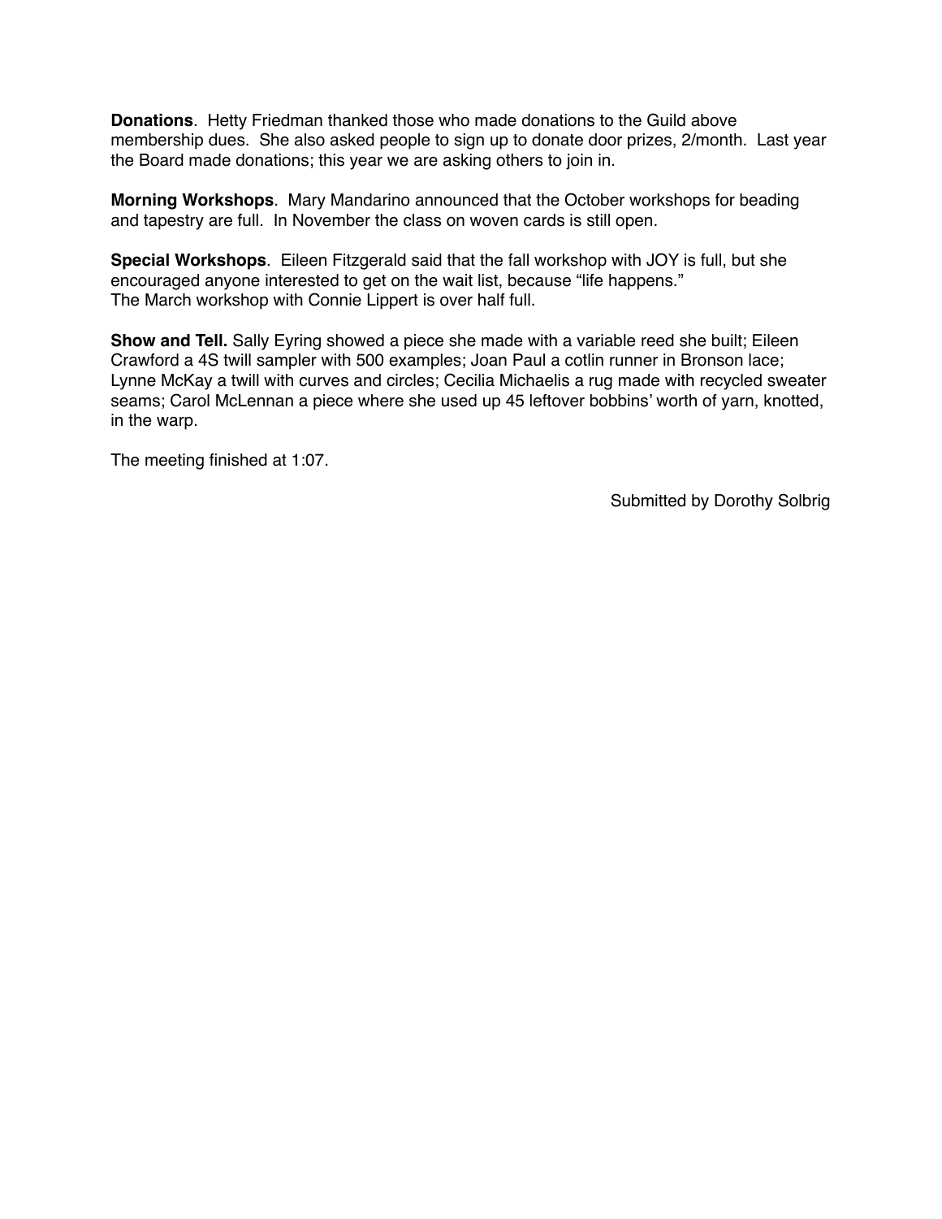**Donations**. Hetty Friedman thanked those who made donations to the Guild above membership dues. She also asked people to sign up to donate door prizes, 2/month. Last year the Board made donations; this year we are asking others to join in.

**Morning Workshops**. Mary Mandarino announced that the October workshops for beading and tapestry are full. In November the class on woven cards is still open.

**Special Workshops**. Eileen Fitzgerald said that the fall workshop with JOY is full, but she encouraged anyone interested to get on the wait list, because "life happens."
The March workshop with Connie Lippert is over half full.

**Show and Tell.** Sally Eyring showed a piece she made with a variable reed she built; Eileen Crawford a 4S twill sampler with 500 examples; Joan Paul a cotlin runner in Bronson lace; Lynne McKay a twill with curves and circles; Cecilia Michaelis a rug made with recycled sweater seams; Carol McLennan a piece where she used up 45 leftover bobbins' worth of yarn, knotted, in the warp.

The meeting finished at 1:07.

Submitted by Dorothy Solbrig